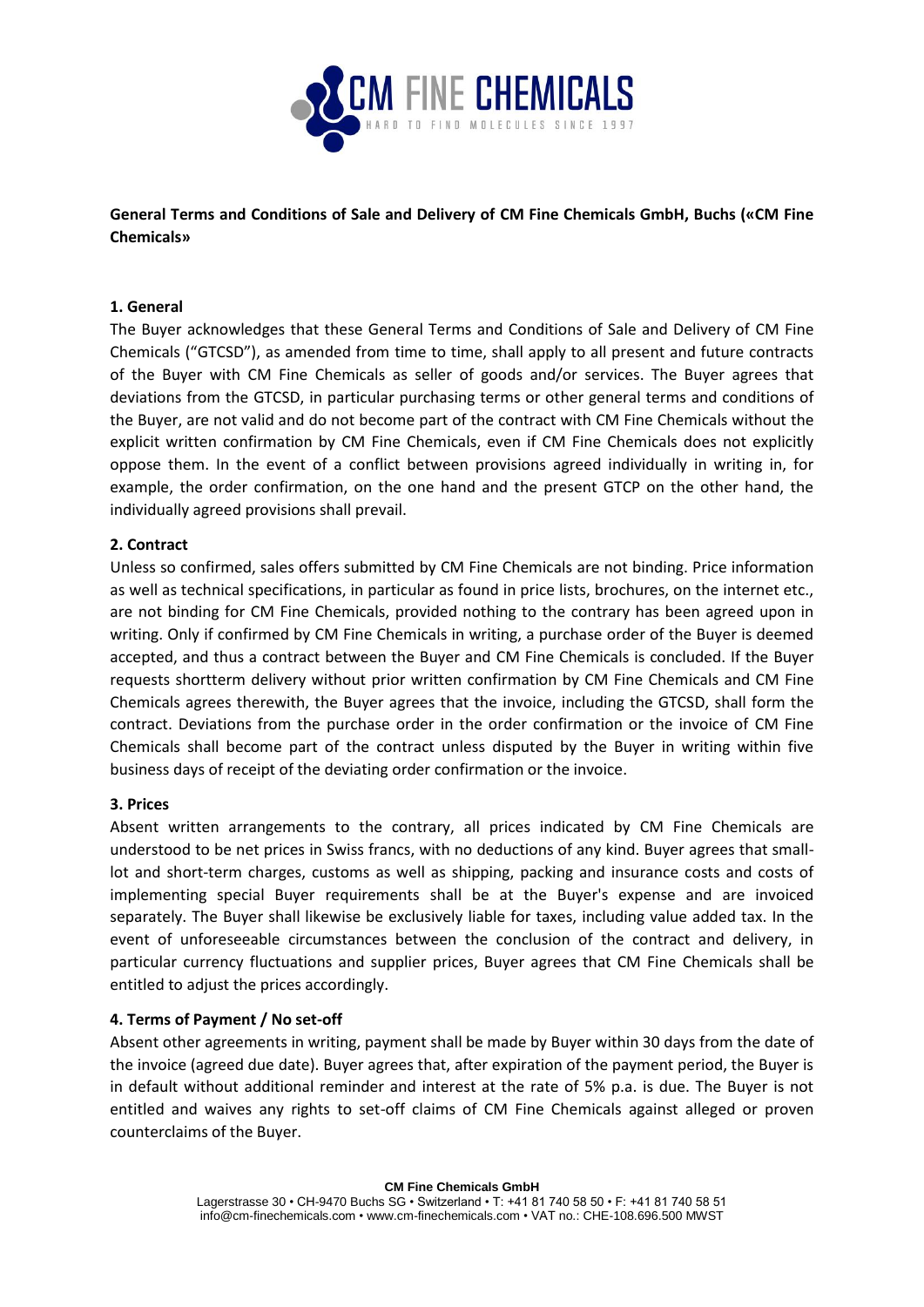**General Terms and Conditions of Sale and Delivery of CM Fine Chemicals GmbH, Buchs («CM Fine Chemicals»**

## 1. General

The Buyer acknowledges that these General Terms and Conditions of Sale and Delivery of CM Fine Chemicals ("GTCSD"), as amended from time to time, shall apply to all present and future contracts of the Buyer with CM Fine Chemicals as seller of goods and/or services. The Buyer agrees that deviations from the GTCSD, in particular purchasing terms or other general terms and conditions of the Buyer, are not valid and do not become part of the contract with CM Fine Chemicals without the explicit written confirmation by CM Fine Chemicals, even if CM Fine Chemicals does not explicitly oppose them. In the event of a conflict between provisions agreed individually in writing in, for example, the order confirmation, on the one hand and the present GTCP on the other hand, the individually agreed provisions shall prevail.

## 2. Contract

Unless so confirmed, sales offers submitted by CM Fine Chemicals are not binding. Price information as well as technical specifications, in particular as found in price lists, brochures, on the internet etc., are not binding for CM Fine Chemicals, provided nothing to the contrary has been agreed upon in writing. Only if confirmed by CM Fine Chemicals in writing, a purchase order of the Buyer is deemed accepted, and thus a contract between the Buyer and CM Fine Chemicals is concluded. If the Buyer requests shortterm delivery without prior written confirmation by CM Fine Chemicals and CM Fine Chemicals agrees therewith, the Buyer agrees that the invoice, including the GTCSD, shall form the contract. Deviations from the purchase order in the order confirmation or the invoice of CM Fine Chemicals shall become part of the contract unless disputed by the Buyer in writing within five business days of receipt of the deviating order confirmation or the invoice.

## 3. Prices

Absent written arrangements to the contrary, all prices indicated by CM Fine Chemicals are understood to be net prices in Swiss francs, with no deductions of any kind. Buyer agrees that small-lot and short-term charges, customs as well as shipping, packing and insurance costs and costs of implementing special Buyer requirements shall be at the Buyer's expense and are invoiced separately. The Buyer shall likewise be exclusively liable for taxes, including value added tax. In the event of unforeseeable circumstances between the conclusion of the contract and delivery, in particular currency fluctuations and supplier prices, Buyer agrees that CM Fine Chemicals shall be entitled to adjust the prices accordingly.

## 4. Terms of Payment / No set-off

Absent other agreements in writing, payment shall be made by Buyer within 30 days from the date of the invoice (agreed due date). Buyer agrees that, after expiration of the payment period, the Buyer is in default without additional reminder and interest at the rate of 5% p.a. is due. The Buyer is not entitled and waives any rights to set-off claims of CM Fine Chemicals against alleged or proven counterclaims of the Buyer.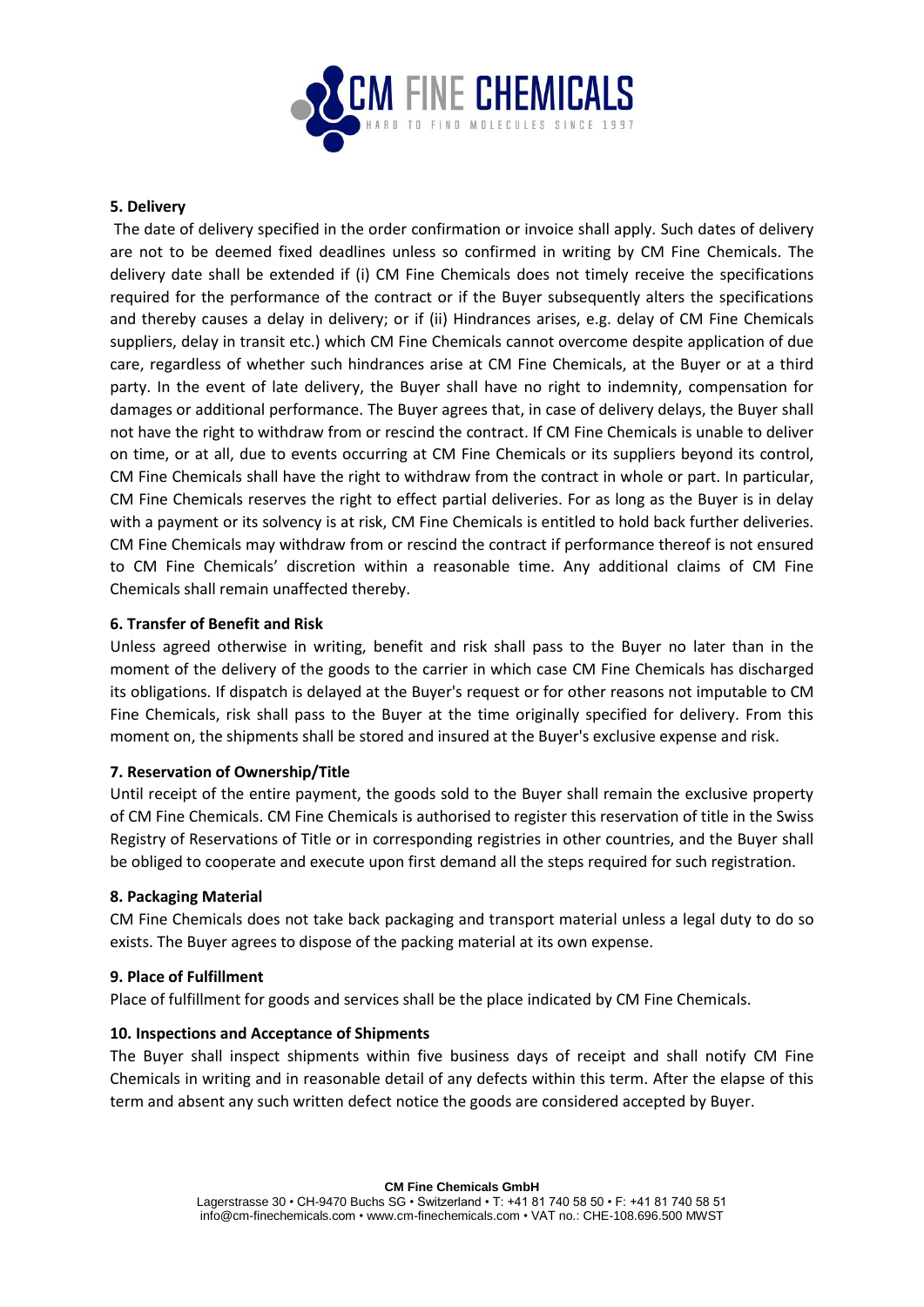## 5. Delivery

The date of delivery specified in the order confirmation or invoice shall apply. Such dates of delivery are not to be deemed fixed deadlines unless so confirmed in writing by CM Fine Chemicals. The delivery date shall be extended if (i) CM Fine Chemicals does not timely receive the specifications required for the performance of the contract or if the Buyer subsequently alters the specifications and thereby causes a delay in delivery; or if (ii) Hindrances arises, e.g. delay of CM Fine Chemicals suppliers, delay in transit etc.) which CM Fine Chemicals cannot overcome despite application of due care, regardless of whether such hindrances arise at CM Fine Chemicals, at the Buyer or at a third party. In the event of late delivery, the Buyer shall have no right to indemnity, compensation for damages or additional performance. The Buyer agrees that, in case of delivery delays, the Buyer shall not have the right to withdraw from or rescind the contract. If CM Fine Chemicals is unable to deliver on time, or at all, due to events occurring at CM Fine Chemicals or its suppliers beyond its control, CM Fine Chemicals shall have the right to withdraw from the contract in whole or part. In particular, CM Fine Chemicals reserves the right to effect partial deliveries. For as long as the Buyer is in delay with a payment or its solvency is at risk, CM Fine Chemicals is entitled to hold back further deliveries. CM Fine Chemicals may withdraw from or rescind the contract if performance thereof is not ensured to CM Fine Chemicals' discretion within a reasonable time. Any additional claims of CM Fine Chemicals shall remain unaffected thereby.

## 6. Transfer of Benefit and Risk

Unless agreed otherwise in writing, benefit and risk shall pass to the Buyer no later than in the moment of the delivery of the goods to the carrier in which case CM Fine Chemicals has discharged its obligations. If dispatch is delayed at the Buyer's request or for other reasons not imputable to CM Fine Chemicals, risk shall pass to the Buyer at the time originally specified for delivery. From this moment on, the shipments shall be stored and insured at the Buyer's exclusive expense and risk.

## 7. Reservation of Ownership/Title

Until receipt of the entire payment, the goods sold to the Buyer shall remain the exclusive property of CM Fine Chemicals. CM Fine Chemicals is authorised to register this reservation of title in the Swiss Registry of Reservations of Title or in corresponding registries in other countries, and the Buyer shall be obliged to cooperate and execute upon first demand all the steps required for such registration.

## 8. Packaging Material

CM Fine Chemicals does not take back packaging and transport material unless a legal duty to do so exists. The Buyer agrees to dispose of the packing material at its own expense.

## 9. Place of Fulfillment

Place of fulfillment for goods and services shall be the place indicated by CM Fine Chemicals.

## 10. Inspections and Acceptance of Shipments

The Buyer shall inspect shipments within five business days of receipt and shall notify CM Fine Chemicals in writing and in reasonable detail of any defects within this term. After the elapse of this term and absent any such written defect notice the goods are considered accepted by Buyer.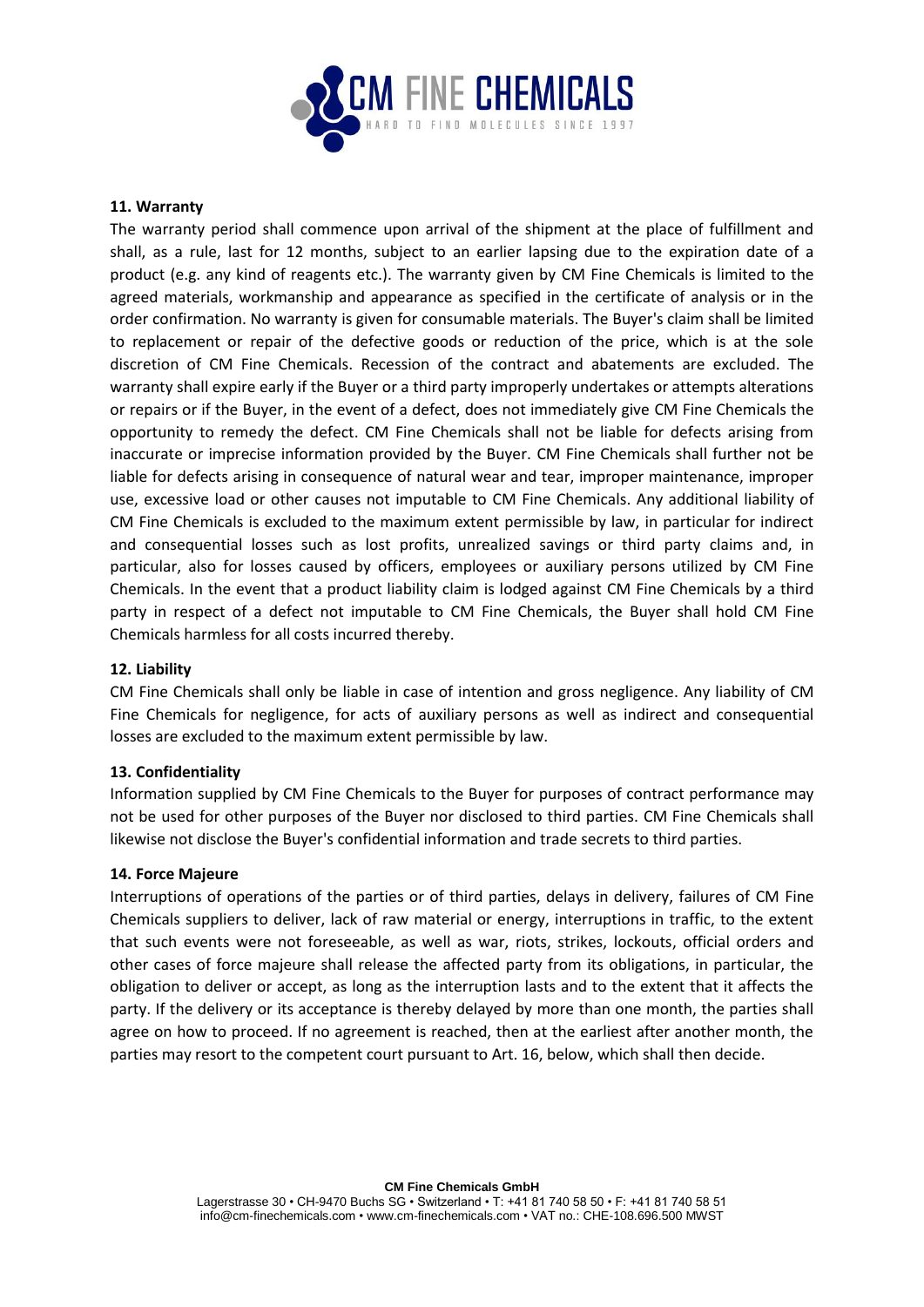**11. Warranty**

The warranty period shall commence upon arrival of the shipment at the place of fulfillment and shall, as a rule, last for 12 months, subject to an earlier lapsing due to the expiration date of a product (e.g. any kind of reagents etc.). The warranty given by CM Fine Chemicals is limited to the agreed materials, workmanship and appearance as specified in the certificate of analysis or in the order confirmation. No warranty is given for consumable materials. The Buyer's claim shall be limited to replacement or repair of the defective goods or reduction of the price, which is at the sole discretion of CM Fine Chemicals. Recession of the contract and abatements are excluded. The warranty shall expire early if the Buyer or a third party improperly undertakes or attempts alterations or repairs or if the Buyer, in the event of a defect, does not immediately give CM Fine Chemicals the opportunity to remedy the defect. CM Fine Chemicals shall not be liable for defects arising from inaccurate or imprecise information provided by the Buyer. CM Fine Chemicals shall further not be liable for defects arising in consequence of natural wear and tear, improper maintenance, improper use, excessive load or other causes not imputable to CM Fine Chemicals. Any additional liability of CM Fine Chemicals is excluded to the maximum extent permissible by law, in particular for indirect and consequential losses such as lost profits, unrealized savings or third party claims and, in particular, also for losses caused by officers, employees or auxiliary persons utilized by CM Fine Chemicals. In the event that a product liability claim is lodged against CM Fine Chemicals by a third party in respect of a defect not imputable to CM Fine Chemicals, the Buyer shall hold CM Fine Chemicals harmless for all costs incurred thereby.

**12. Liability**

CM Fine Chemicals shall only be liable in case of intention and gross negligence. Any liability of CM Fine Chemicals for negligence, for acts of auxiliary persons as well as indirect and consequential losses are excluded to the maximum extent permissible by law.

**13. Confidentiality**

Information supplied by CM Fine Chemicals to the Buyer for purposes of contract performance may not be used for other purposes of the Buyer nor disclosed to third parties. CM Fine Chemicals shall likewise not disclose the Buyer's confidential information and trade secrets to third parties.

**14. Force Majeure**

Interruptions of operations of the parties or of third parties, delays in delivery, failures of CM Fine Chemicals suppliers to deliver, lack of raw material or energy, interruptions in traffic, to the extent that such events were not foreseeable, as well as war, riots, strikes, lockouts, official orders and other cases of force majeure shall release the affected party from its obligations, in particular, the obligation to deliver or accept, as long as the interruption lasts and to the extent that it affects the party. If the delivery or its acceptance is thereby delayed by more than one month, the parties shall agree on how to proceed. If no agreement is reached, then at the earliest after another month, the parties may resort to the competent court pursuant to Art. 16, below, which shall then decide.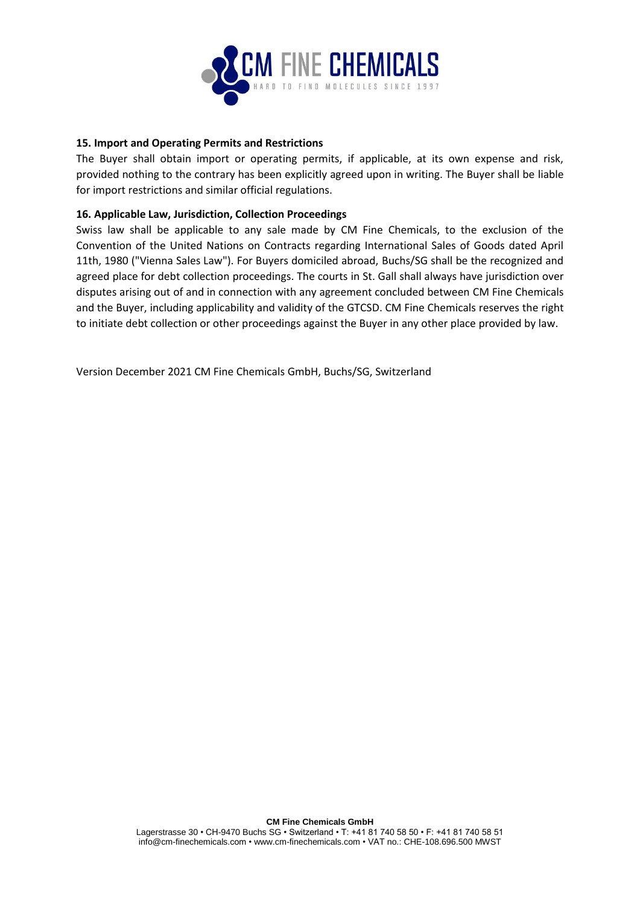**15. Import and Operating Permits and Restrictions**

The Buyer shall obtain import or operating permits, if applicable, at its own expense and risk, provided nothing to the contrary has been explicitly agreed upon in writing. The Buyer shall be liable for import restrictions and similar official regulations.

**16. Applicable Law, Jurisdiction, Collection Proceedings**

Swiss law shall be applicable to any sale made by CM Fine Chemicals, to the exclusion of the Convention of the United Nations on Contracts regarding International Sales of Goods dated April 11th, 1980 ("Vienna Sales Law"). For Buyers domiciled abroad, Buchs/SG shall be the recognized and agreed place for debt collection proceedings. The courts in St. Gall shall always have jurisdiction over disputes arising out of and in connection with any agreement concluded between CM Fine Chemicals and the Buyer, including applicability and validity of the GTCSD. CM Fine Chemicals reserves the right to initiate debt collection or other proceedings against the Buyer in any other place provided by law.

Version December 2021 CM Fine Chemicals GmbH, Buchs/SG, Switzerland